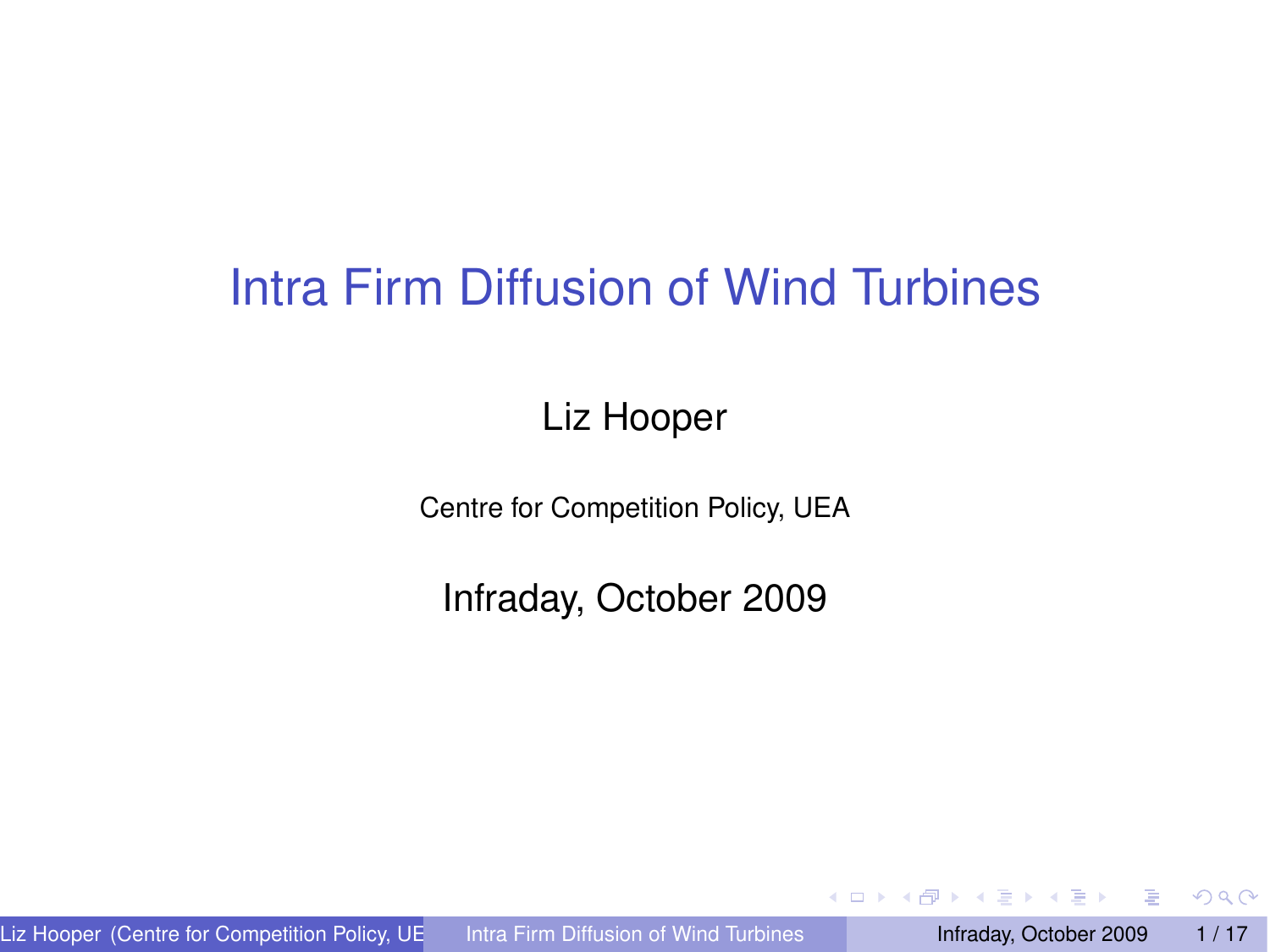# Intra Firm Diffusion of Wind Turbines

Liz Hooper

Centre for Competition Policy, UEA

Infraday, October 2009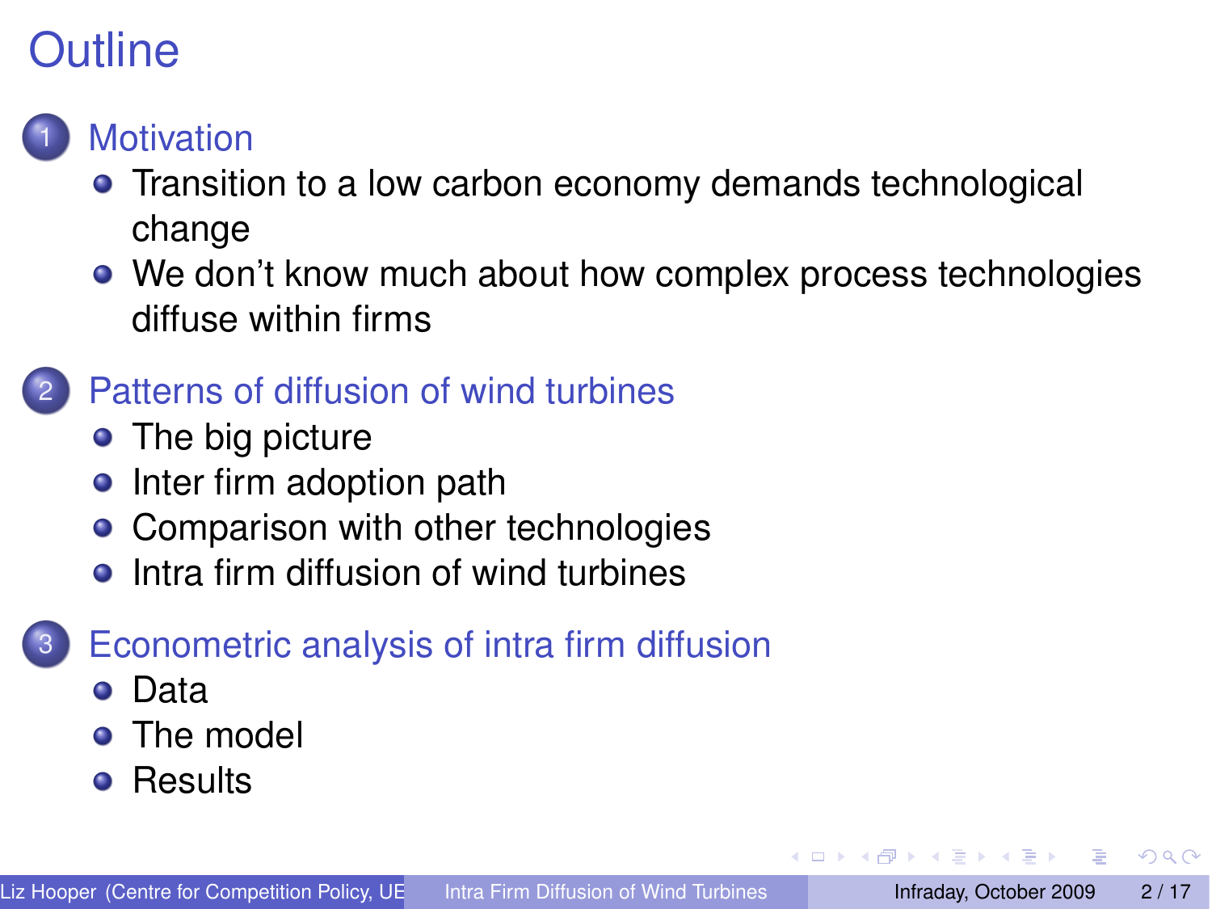# Outline

1. Motivation
   - Transition to a low carbon economy demands technological change
   - We don't know much about how complex process technologies diffuse within firms

2. Patterns of diffusion of wind turbines
   - The big picture
   - Inter firm adoption path
   - Comparison with other technologies
   - Intra firm diffusion of wind turbines

3. Econometric analysis of intra firm diffusion
   - Data
   - The model
   - Results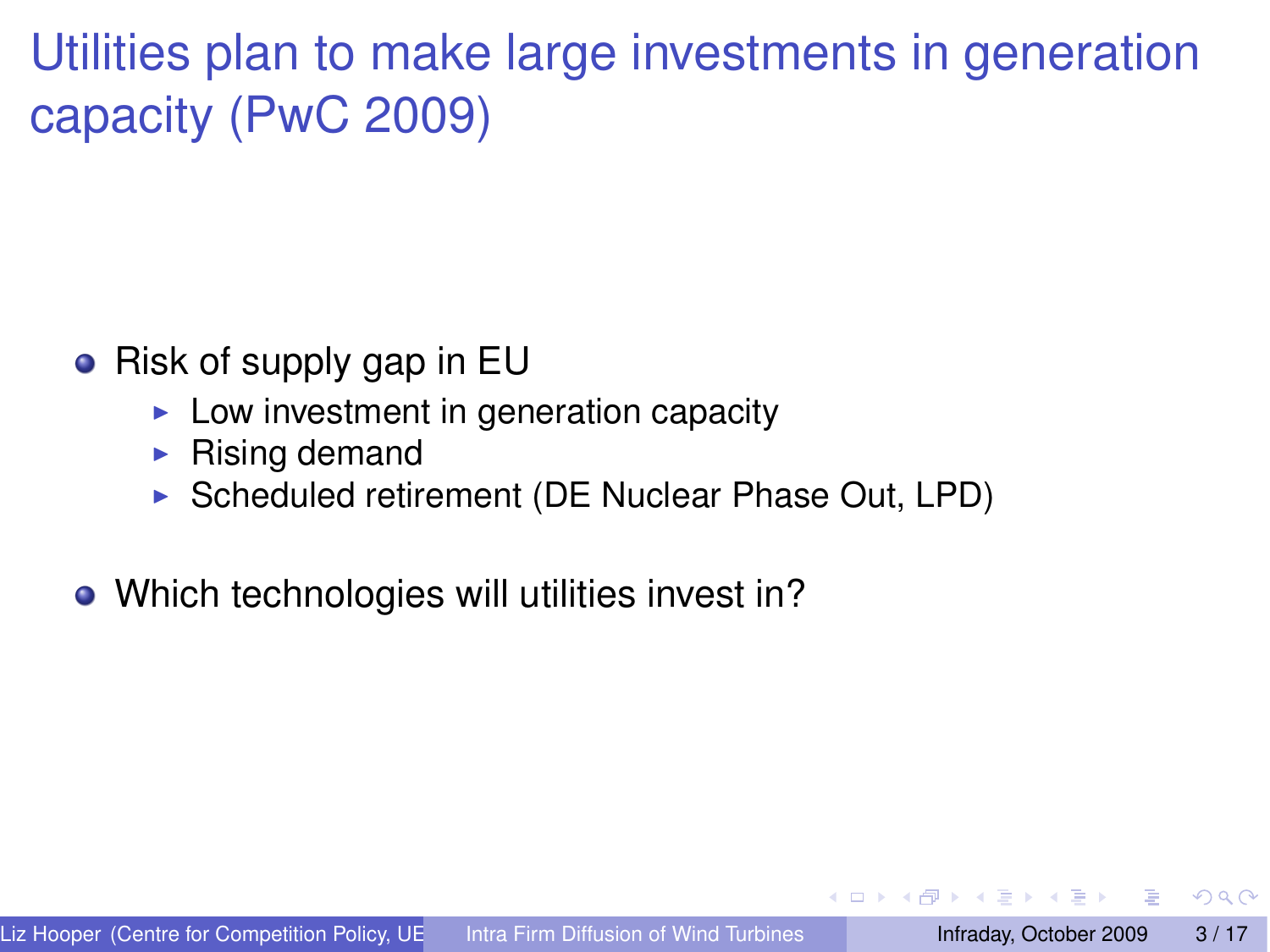# Utilities plan to make large investments in generation capacity (PwC 2009)

- Risk of supply gap in EU
  - Low investment in generation capacity
  - Rising demand
  - Scheduled retirement (DE Nuclear Phase Out, LPD)
- Which technologies will utilities invest in?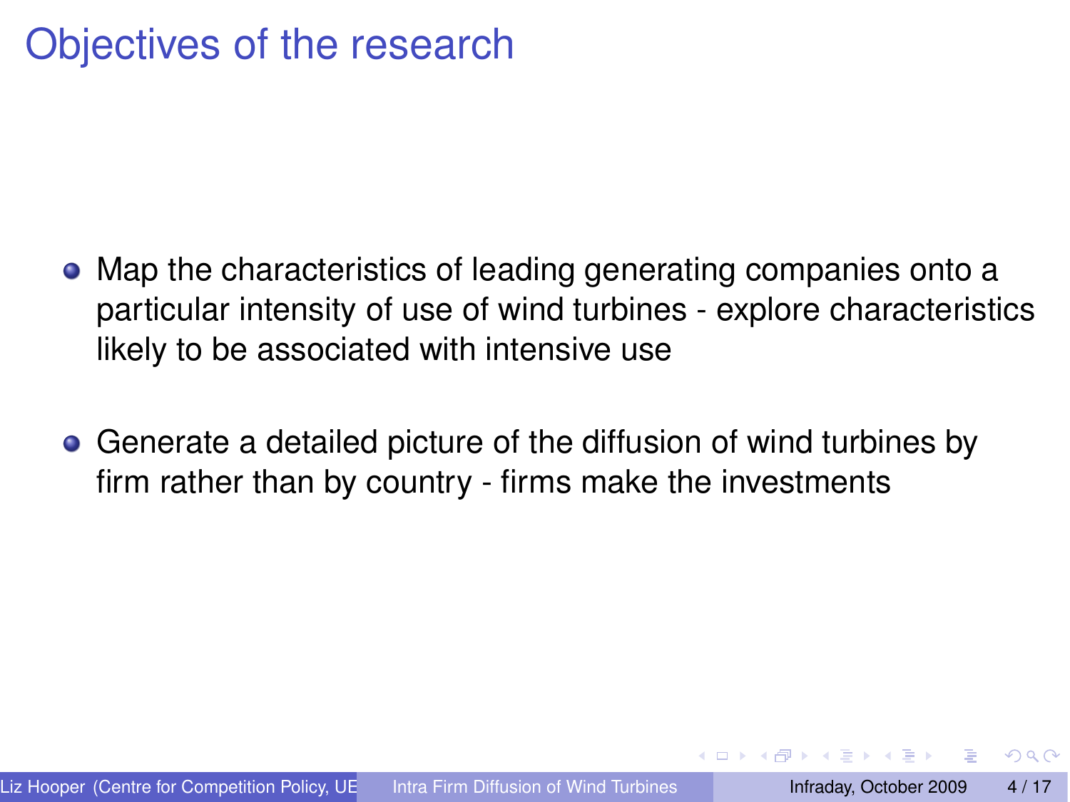# Objectives of the research

- Map the characteristics of leading generating companies onto a particular intensity of use of wind turbines - explore characteristics likely to be associated with intensive use
- Generate a detailed picture of the diffusion of wind turbines by firm rather than by country - firms make the investments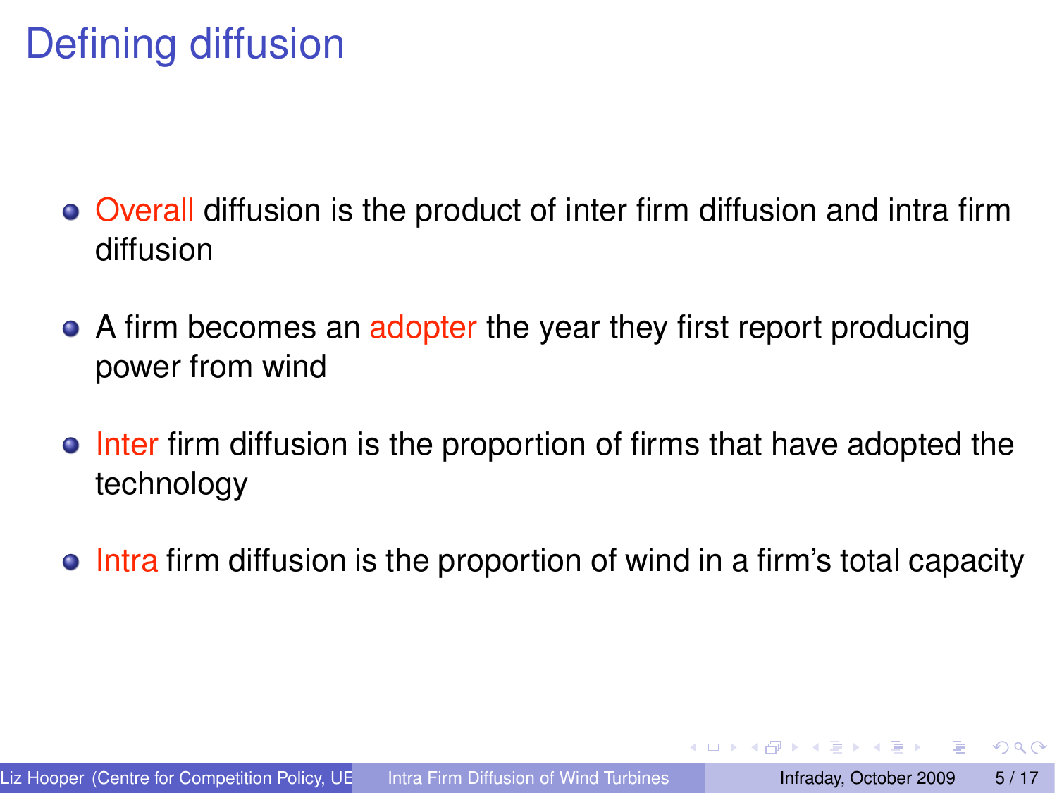# Defining diffusion

- Overall diffusion is the product of inter firm diffusion and intra firm diffusion
- A firm becomes an adopter the year they first report producing power from wind
- Inter firm diffusion is the proportion of firms that have adopted the technology
- Intra firm diffusion is the proportion of wind in a firm's total capacity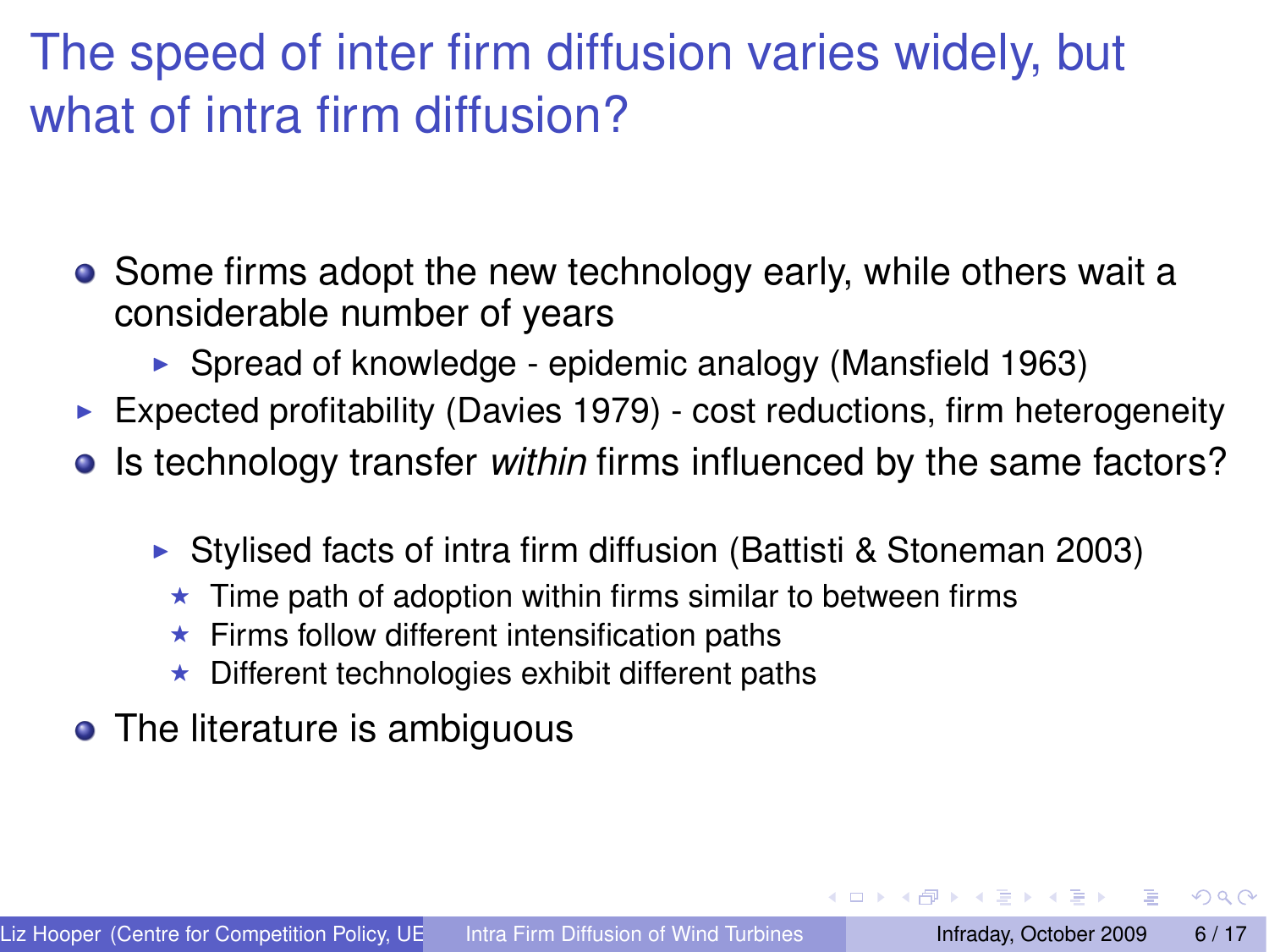# The speed of inter firm diffusion varies widely, but what of intra firm diffusion?

- Some firms adopt the new technology early, while others wait a considerable number of years
  - Spread of knowledge - epidemic analogy (Mansfield 1963)
- Expected profitability (Davies 1979) - cost reductions, firm heterogeneity
- Is technology transfer *within* firms influenced by the same factors?
  - Stylised facts of intra firm diffusion (Battisti & Stoneman 2003)
    - Time path of adoption within firms similar to between firms
    - Firms follow different intensification paths
    - Different technologies exhibit different paths
- The literature is ambiguous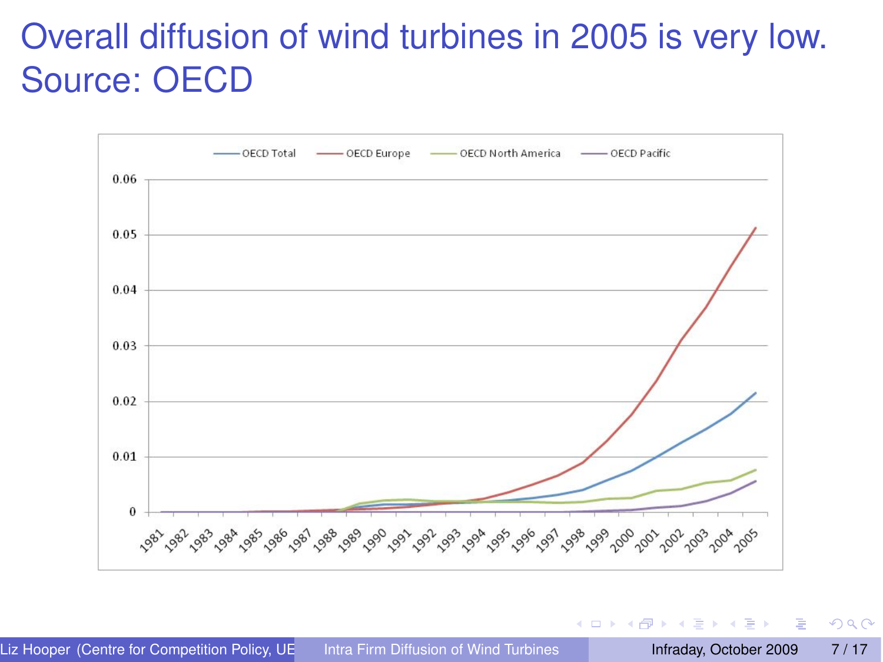# Overall diffusion of wind turbines in 2005 is very low. Source: OECD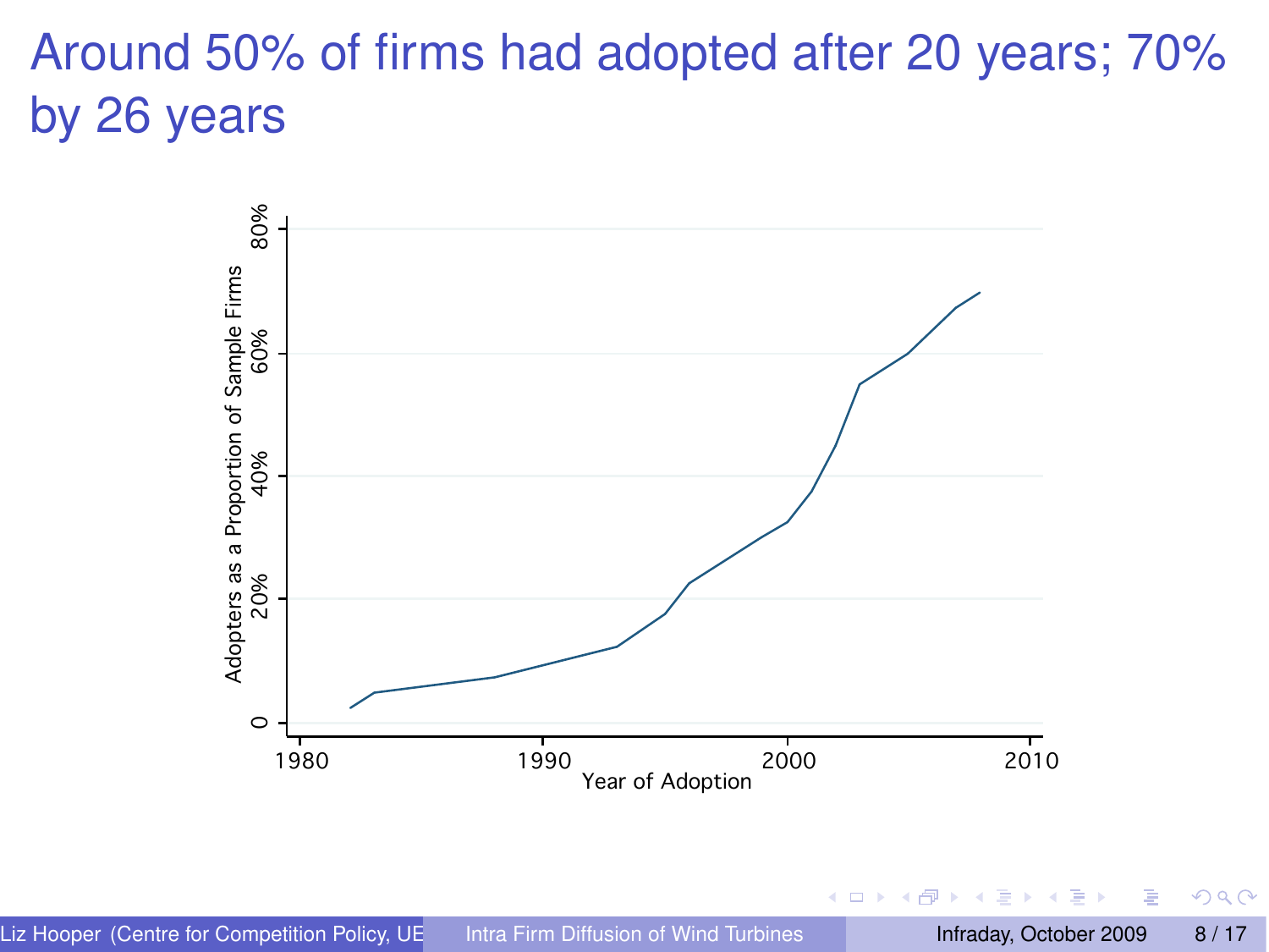# Around 50% of firms had adopted after 20 years; 70% by 26 years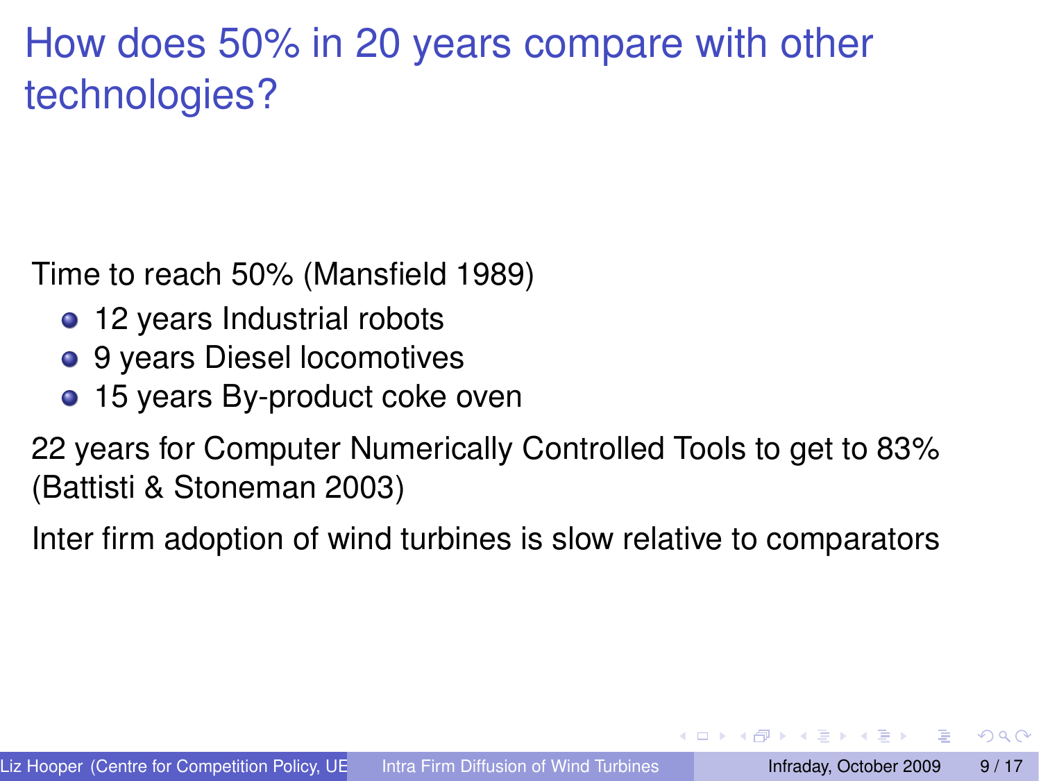# How does 50% in 20 years compare with other technologies?

Time to reach 50% (Mansfield 1989)

- 12 years Industrial robots
- 9 years Diesel locomotives
- 15 years By-product coke oven

22 years for Computer Numerically Controlled Tools to get to 83% (Battisti & Stoneman 2003)

Inter firm adoption of wind turbines is slow relative to comparators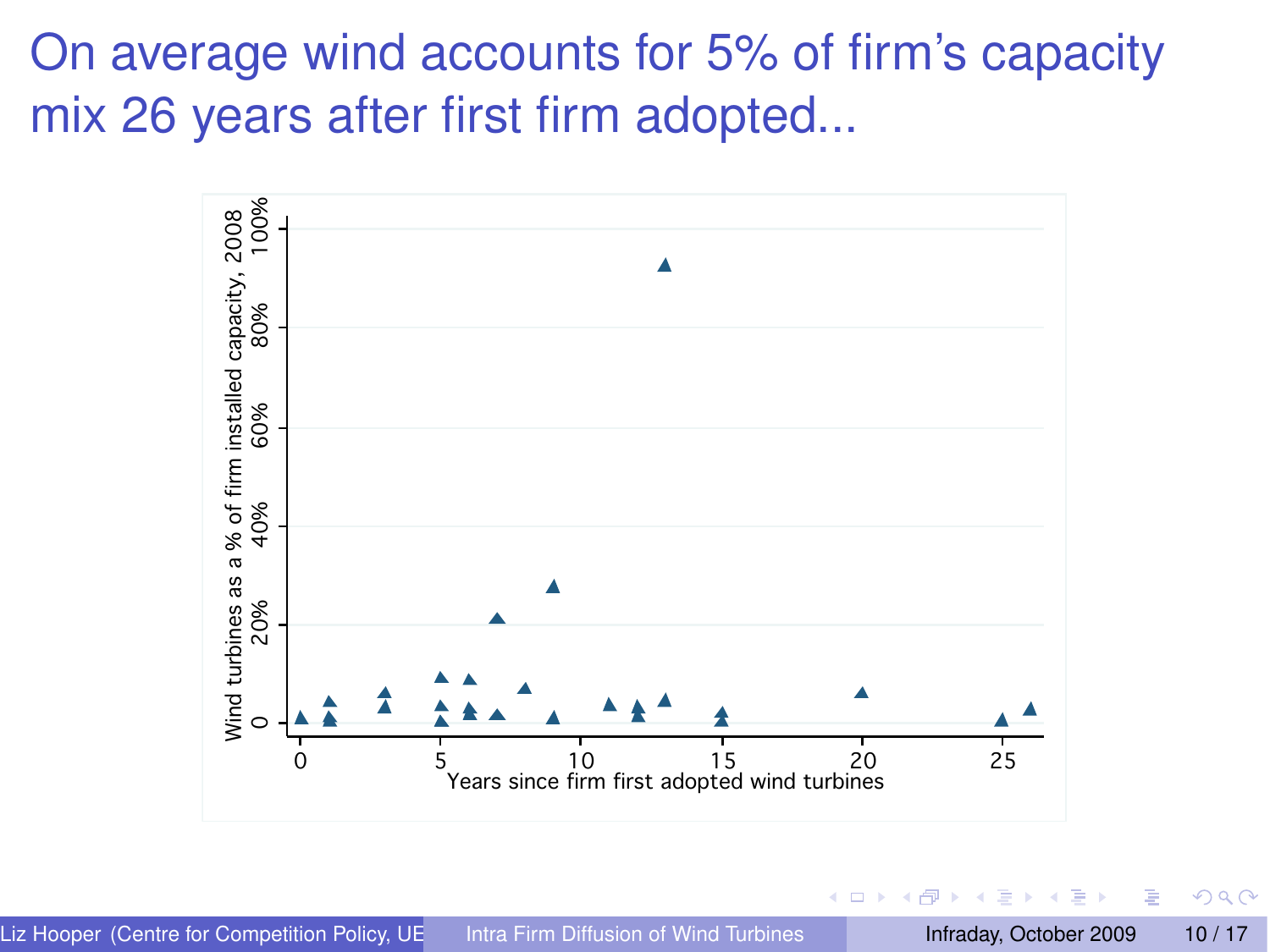# On average wind accounts for 5% of firm's capacity mix 26 years after first firm adopted...

Wind turbines as a % of firm installed capacity, 2008

0, 20%, 40%, 60%, 80%, 100%

0, 5, 10, 15, 20, 25

Years since firm first adopted wind turbines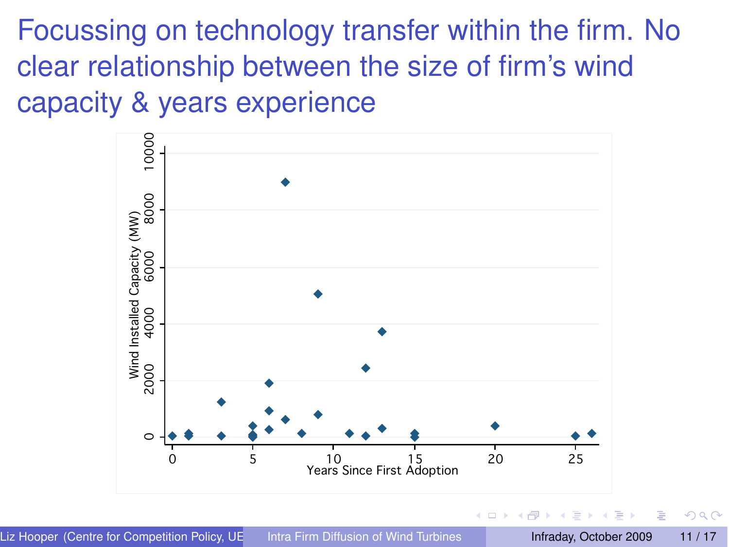# Focussing on technology transfer within the firm. No clear relationship between the size of firm's wind capacity & years experience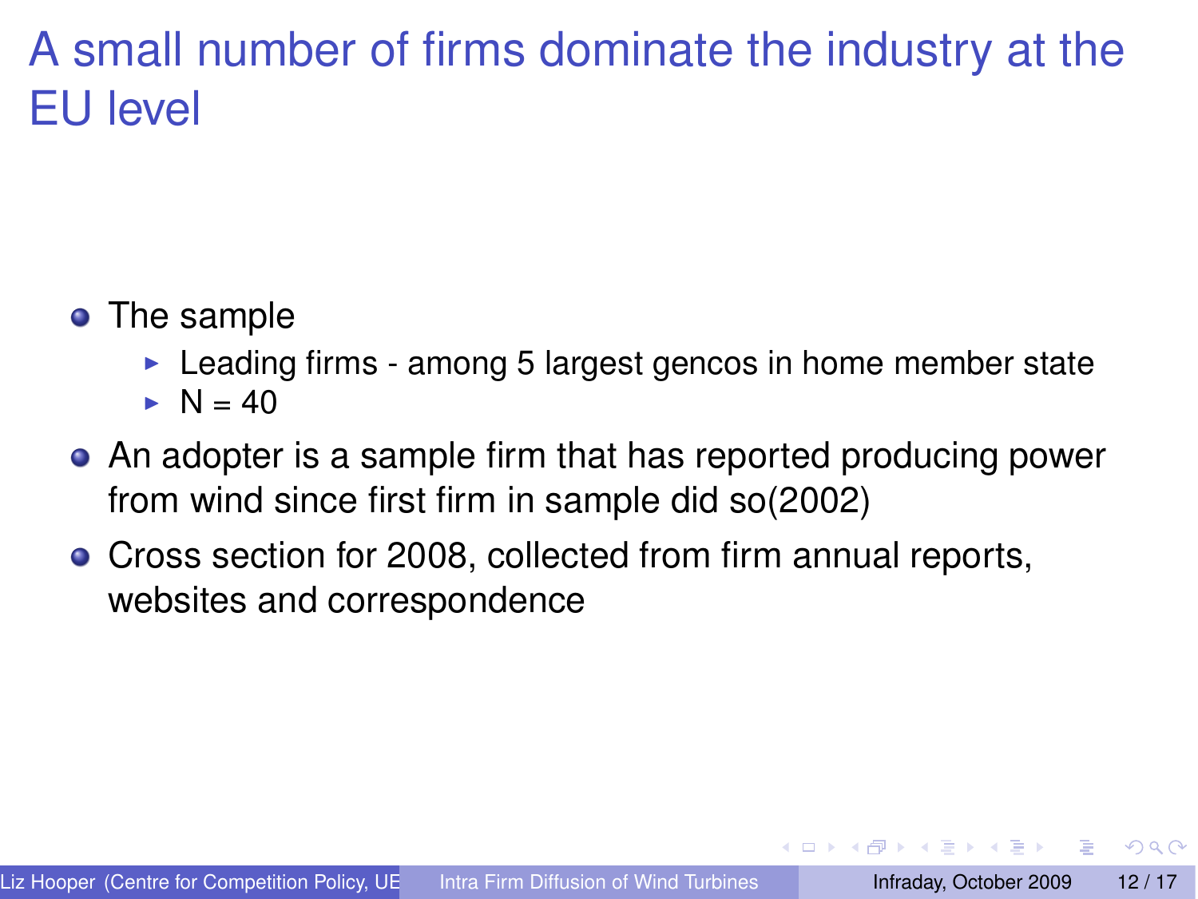# A small number of firms dominate the industry at the EU level

- The sample
  - Leading firms - among 5 largest gencos in home member state
  - N = 40
- An adopter is a sample firm that has reported producing power from wind since first firm in sample did so(2002)
- Cross section for 2008, collected from firm annual reports, websites and correspondence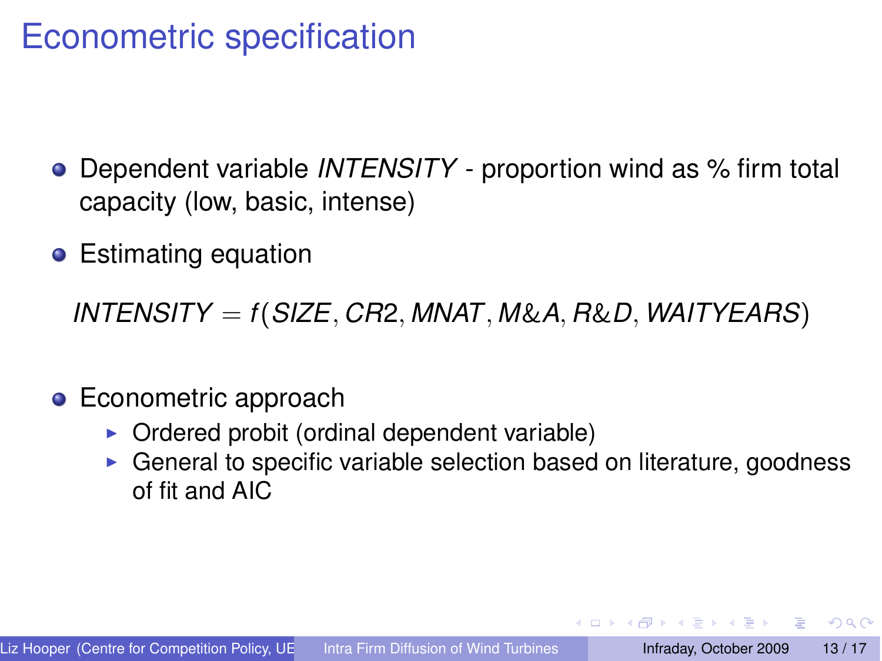# Econometric specification

- Dependent variable *INTENSITY* - proportion wind as % firm total capacity (low, basic, intense)
- Estimating equation

$$INTENSITY = f(SIZE, CR2, MNAT, M\&A, R\&D, WAITYEARS)$$

- Econometric approach
  - Ordered probit (ordinal dependent variable)
  - General to specific variable selection based on literature, goodness of fit and AIC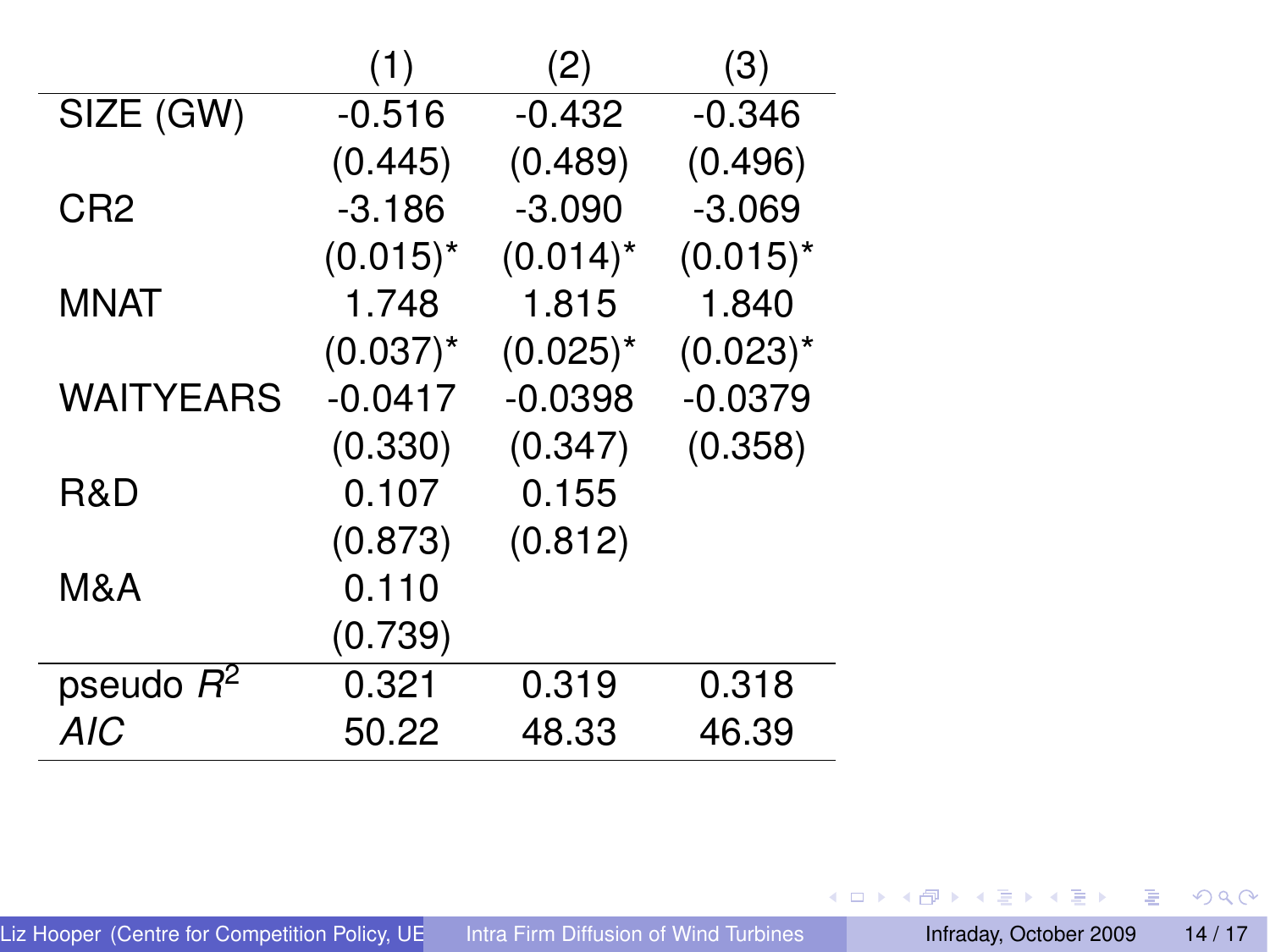| | (1) | (2) | (3) |
|---|---|---|---|
| SIZE (GW) | -0.516 | -0.432 | -0.346 |
| | (0.445) | (0.489) | (0.496) |
| CR2 | -3.186 | -3.090 | -3.069 |
| | (0.015)* | (0.014)* | (0.015)* |
| MNAT | 1.748 | 1.815 | 1.840 |
| | (0.037)* | (0.025)* | (0.023)* |
| WAITYEARS | -0.0417 | -0.0398 | -0.0379 |
| | (0.330) | (0.347) | (0.358) |
| R&D | 0.107 | 0.155 | |
| | (0.873) | (0.812) | |
| M&A | 0.110 | | |
| | (0.739) | | |
| pseudo $R^2$ | 0.321 | 0.319 | 0.318 |
| *AIC* | 50.22 | 48.33 | 46.39 |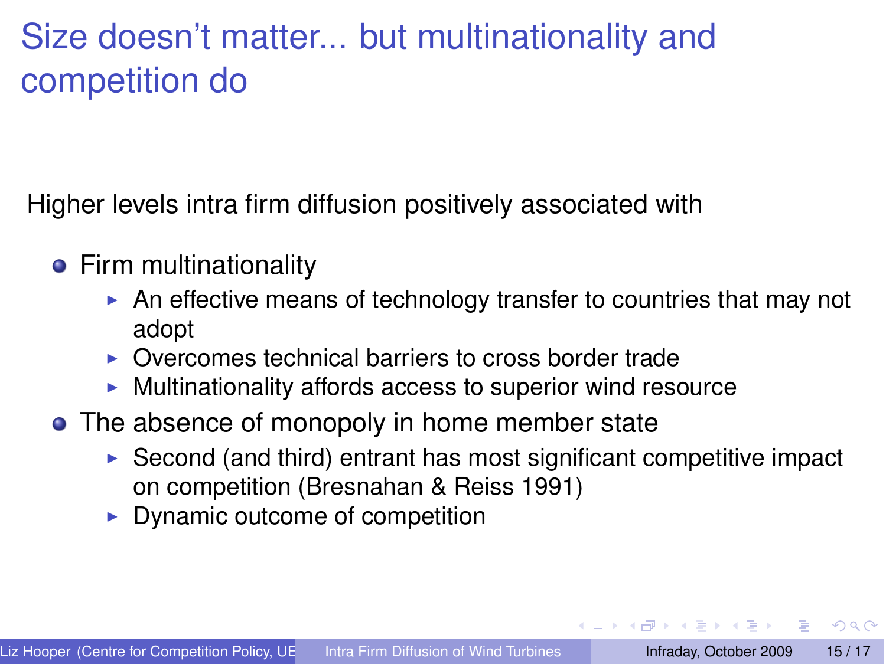# Size doesn't matter... but multinationality and competition do

Higher levels intra firm diffusion positively associated with

- Firm multinationality
  - An effective means of technology transfer to countries that may not adopt
  - Overcomes technical barriers to cross border trade
  - Multinationality affords access to superior wind resource
- The absence of monopoly in home member state
  - Second (and third) entrant has most significant competitive impact on competition (Bresnahan & Reiss 1991)
  - Dynamic outcome of competition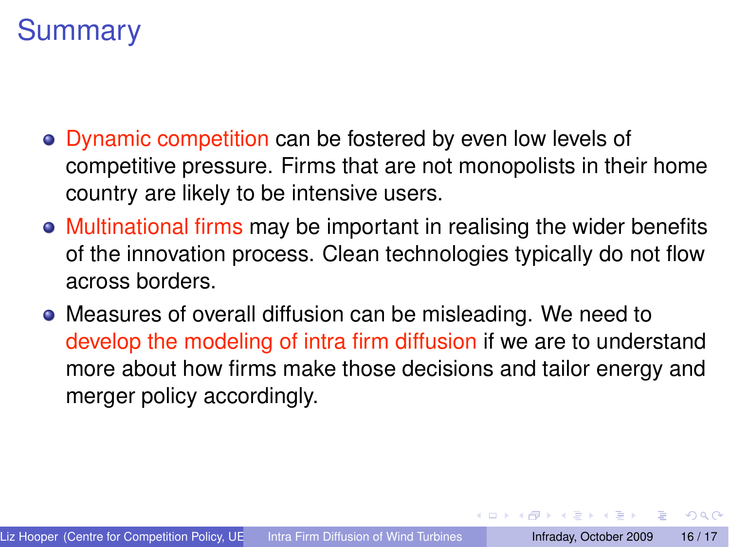# Summary

- Dynamic competition can be fostered by even low levels of competitive pressure. Firms that are not monopolists in their home country are likely to be intensive users.
- Multinational firms may be important in realising the wider benefits of the innovation process. Clean technologies typically do not flow across borders.
- Measures of overall diffusion can be misleading. We need to develop the modeling of intra firm diffusion if we are to understand more about how firms make those decisions and tailor energy and merger policy accordingly.